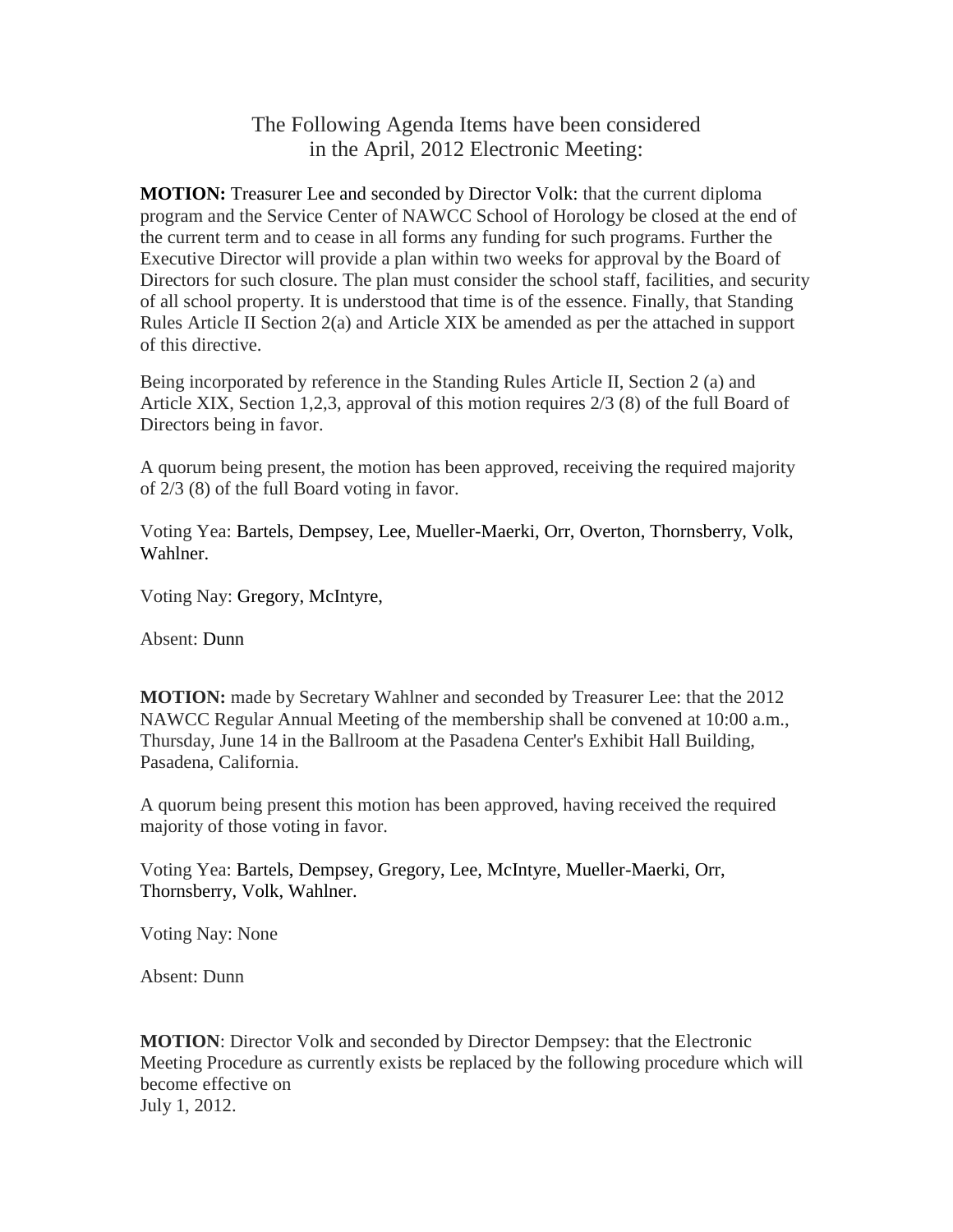The Following Agenda Items have been considered
in the April, 2012 Electronic Meeting:

**MOTION:** Treasurer Lee and seconded by Director Volk: that the current diploma program and the Service Center of NAWCC School of Horology be closed at the end of the current term and to cease in all forms any funding for such programs. Further the Executive Director will provide a plan within two weeks for approval by the Board of Directors for such closure. The plan must consider the school staff, facilities, and security of all school property. It is understood that time is of the essence. Finally, that Standing Rules Article II Section 2(a) and Article XIX be amended as per the attached in support of this directive.

Being incorporated by reference in the Standing Rules Article II, Section 2 (a) and Article XIX, Section 1,2,3, approval of this motion requires 2/3 (8) of the full Board of Directors being in favor.

A quorum being present, the motion has been approved, receiving the required majority of 2/3 (8) of the full Board voting in favor.

Voting Yea: Bartels, Dempsey, Lee, Mueller-Maerki, Orr, Overton, Thornsberry, Volk, Wahlner.

Voting Nay: Gregory, McIntyre,

Absent: Dunn

**MOTION:** made by Secretary Wahlner and seconded by Treasurer Lee: that the 2012 NAWCC Regular Annual Meeting of the membership shall be convened at 10:00 a.m., Thursday, June 14 in the Ballroom at the Pasadena Center's Exhibit Hall Building, Pasadena, California.

A quorum being present this motion has been approved, having received the required majority of those voting in favor.

Voting Yea: Bartels, Dempsey, Gregory, Lee, McIntyre, Mueller-Maerki, Orr, Thornsberry, Volk, Wahlner.

Voting Nay: None

Absent: Dunn

**MOTION**: Director Volk and seconded by Director Dempsey: that the Electronic Meeting Procedure as currently exists be replaced by the following procedure which will become effective on
July 1, 2012.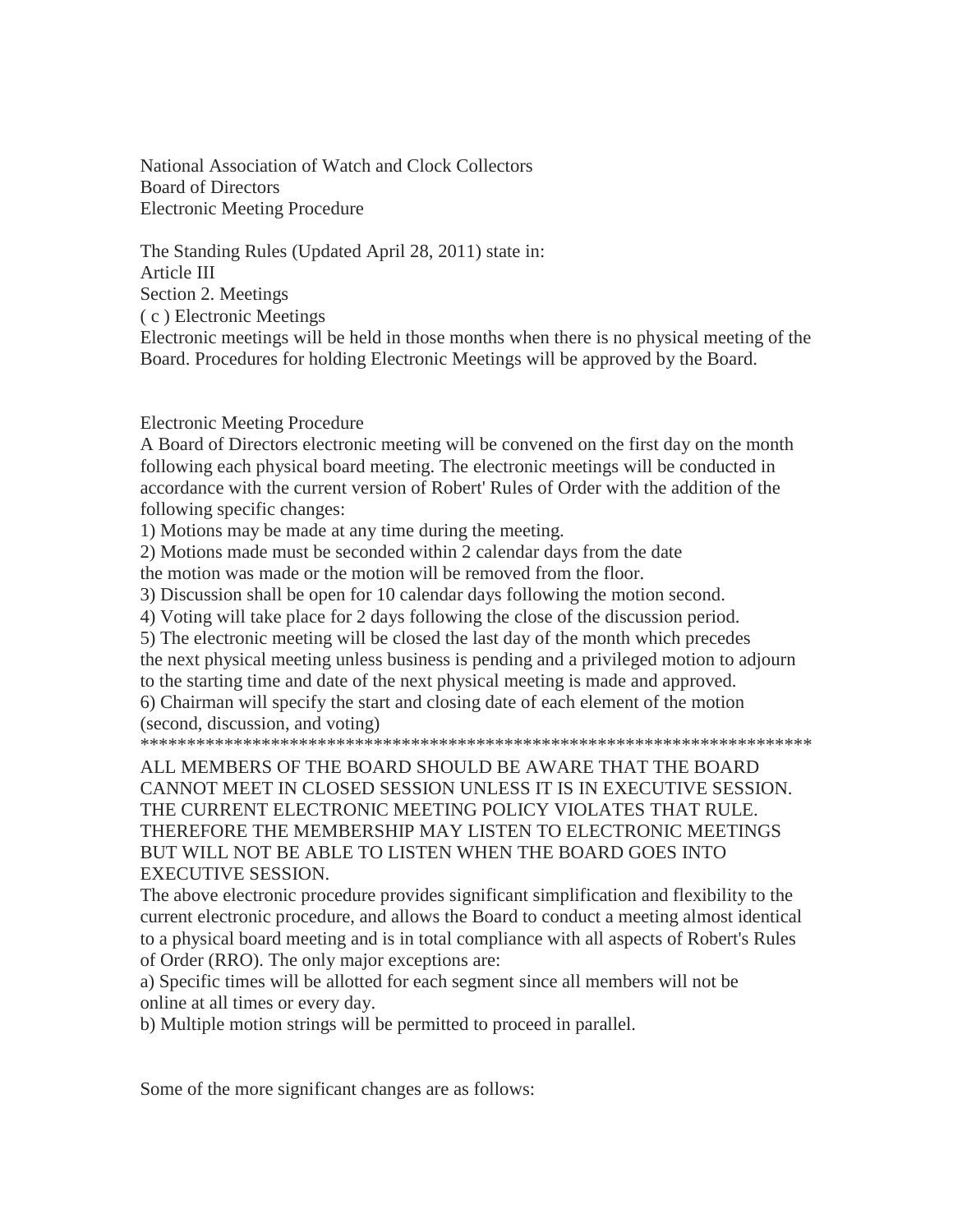National Association of Watch and Clock Collectors
Board of Directors
Electronic Meeting Procedure

The Standing Rules (Updated April 28, 2011) state in:
Article III
Section 2. Meetings
( c ) Electronic Meetings
Electronic meetings will be held in those months when there is no physical meeting of the Board. Procedures for holding Electronic Meetings will be approved by the Board.

Electronic Meeting Procedure
A Board of Directors electronic meeting will be convened on the first day on the month following each physical board meeting. The electronic meetings will be conducted in accordance with the current version of Robert' Rules of Order with the addition of the following specific changes:
1) Motions may be made at any time during the meeting.
2) Motions made must be seconded within 2 calendar days from the date the motion was made or the motion will be removed from the floor.
3) Discussion shall be open for 10 calendar days following the motion second.
4) Voting will take place for 2 days following the close of the discussion period.
5) The electronic meeting will be closed the last day of the month which precedes the next physical meeting unless business is pending and a privileged motion to adjourn to the starting time and date of the next physical meeting is made and approved.
6) Chairman will specify the start and closing date of each element of the motion (second, discussion, and voting)
***************************************************************************
ALL MEMBERS OF THE BOARD SHOULD BE AWARE THAT THE BOARD CANNOT MEET IN CLOSED SESSION UNLESS IT IS IN EXECUTIVE SESSION. THE CURRENT ELECTRONIC MEETING POLICY VIOLATES THAT RULE. THEREFORE THE MEMBERSHIP MAY LISTEN TO ELECTRONIC MEETINGS BUT WILL NOT BE ABLE TO LISTEN WHEN THE BOARD GOES INTO EXECUTIVE SESSION.
The above electronic procedure provides significant simplification and flexibility to the current electronic procedure, and allows the Board to conduct a meeting almost identical to a physical board meeting and is in total compliance with all aspects of Robert's Rules of Order (RRO). The only major exceptions are:
a) Specific times will be allotted for each segment since all members will not be online at all times or every day.
b) Multiple motion strings will be permitted to proceed in parallel.

Some of the more significant changes are as follows: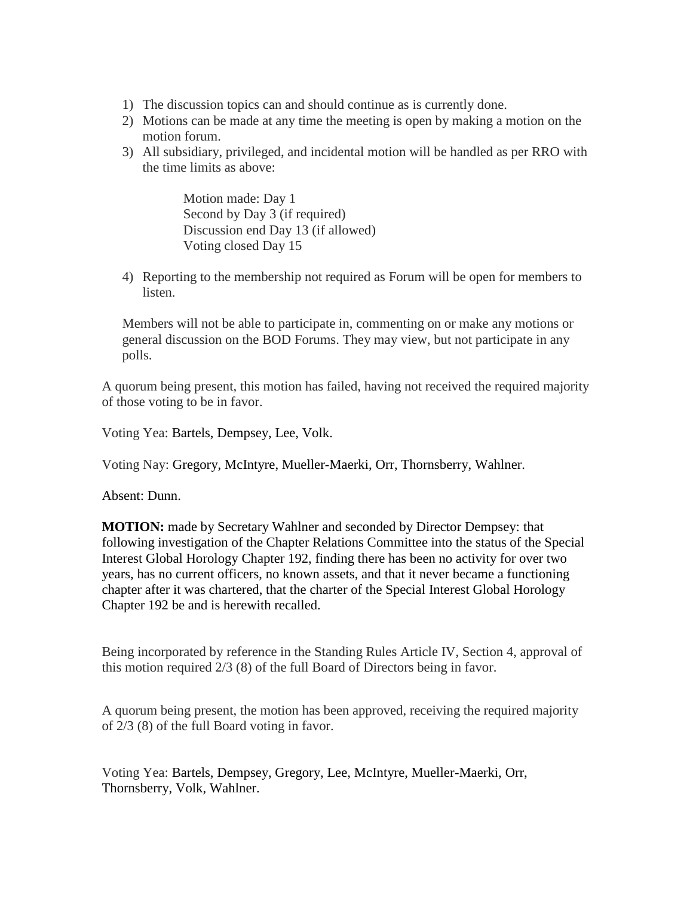1) The discussion topics can and should continue as is currently done.
2) Motions can be made at any time the meeting is open by making a motion on the motion forum.
3) All subsidiary, privileged, and incidental motion will be handled as per RRO with the time limits as above:

   Motion made: Day 1
   Second by Day 3 (if required)
   Discussion end Day 13 (if allowed)
   Voting closed Day 15

4) Reporting to the membership not required as Forum will be open for members to listen.

Members will not be able to participate in, commenting on or make any motions or general discussion on the BOD Forums. They may view, but not participate in any polls.

A quorum being present, this motion has failed, having not received the required majority of those voting to be in favor.

Voting Yea: Bartels, Dempsey, Lee, Volk.

Voting Nay: Gregory, McIntyre, Mueller-Maerki, Orr, Thornsberry, Wahlner.

Absent: Dunn.

**MOTION:** made by Secretary Wahlner and seconded by Director Dempsey: that following investigation of the Chapter Relations Committee into the status of the Special Interest Global Horology Chapter 192, finding there has been no activity for over two years, has no current officers, no known assets, and that it never became a functioning chapter after it was chartered, that the charter of the Special Interest Global Horology Chapter 192 be and is herewith recalled.

Being incorporated by reference in the Standing Rules Article IV, Section 4, approval of this motion required 2/3 (8) of the full Board of Directors being in favor.

A quorum being present, the motion has been approved, receiving the required majority of 2/3 (8) of the full Board voting in favor.

Voting Yea: Bartels, Dempsey, Gregory, Lee, McIntyre, Mueller-Maerki, Orr, Thornsberry, Volk, Wahlner.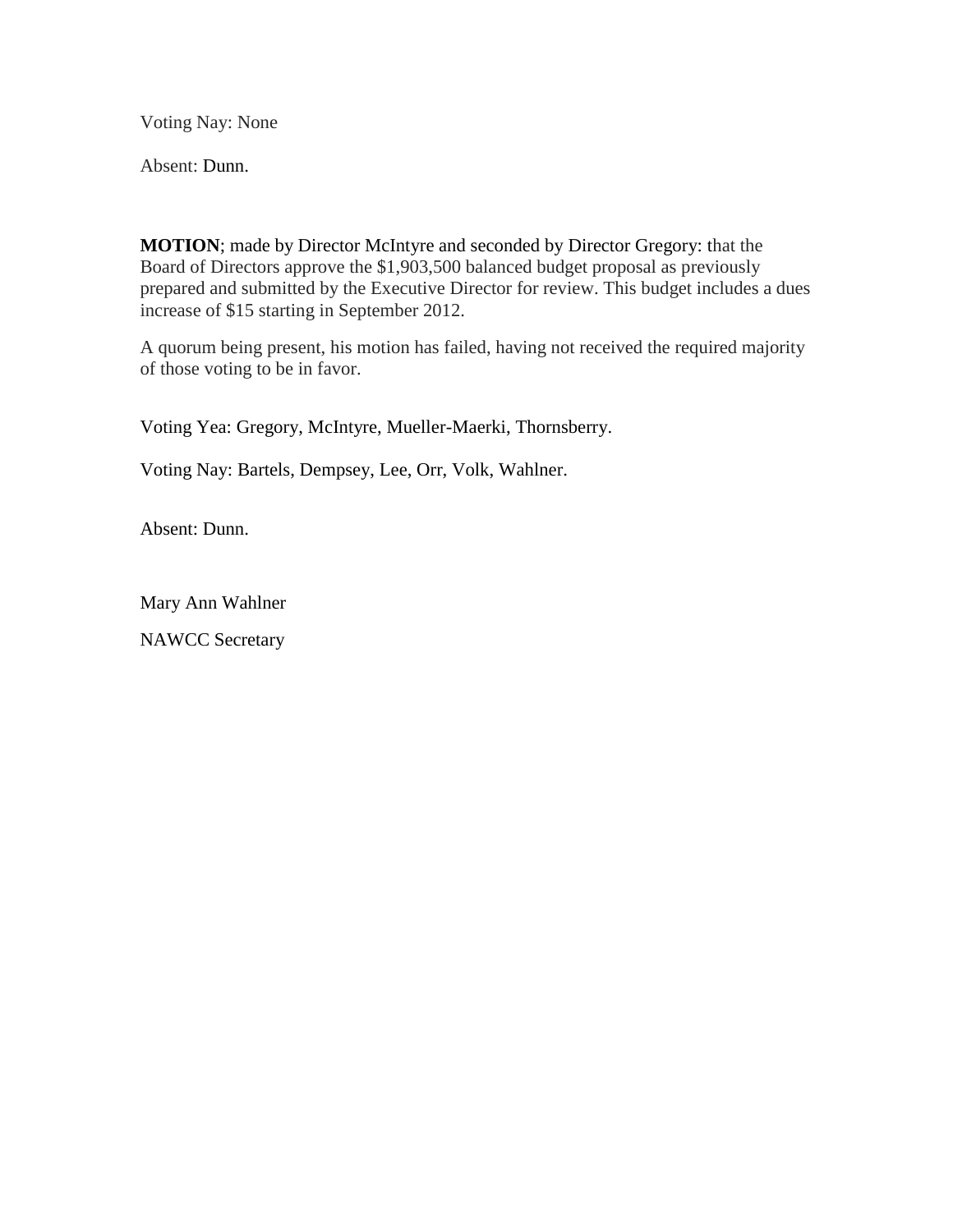Voting Nay: None

Absent: Dunn.

**MOTION**; made by Director McIntyre and seconded by Director Gregory: that the Board of Directors approve the $1,903,500 balanced budget proposal as previously prepared and submitted by the Executive Director for review. This budget includes a dues increase of $15 starting in September 2012.

A quorum being present, his motion has failed, having not received the required majority of those voting to be in favor.

Voting Yea: Gregory, McIntyre, Mueller-Maerki, Thornsberry.

Voting Nay: Bartels, Dempsey, Lee, Orr, Volk, Wahlner.

Absent: Dunn.

Mary Ann Wahlner

NAWCC Secretary